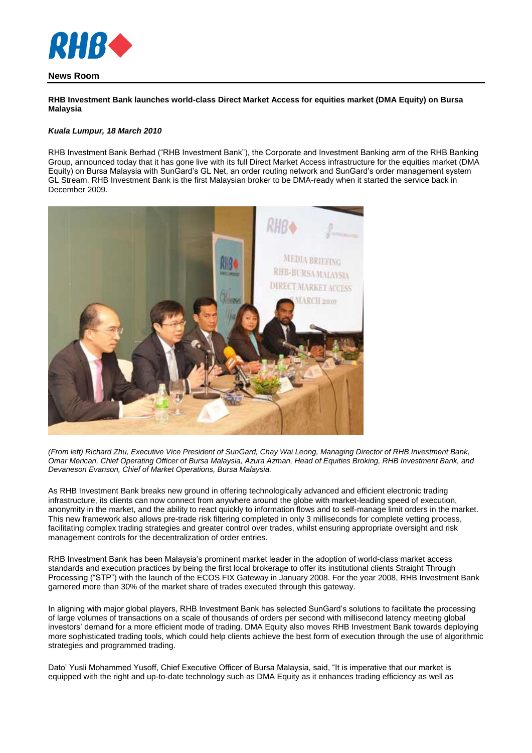RHB

## News Room

**RHB Investment Bank launches world-class Direct Market Access for equities market (DMA Equity) on Bursa Malaysia**

***Kuala Lumpur, 18 March 2010***

RHB Investment Bank Berhad ("RHB Investment Bank"), the Corporate and Investment Banking arm of the RHB Banking Group, announced today that it has gone live with its full Direct Market Access infrastructure for the equities market (DMA Equity) on Bursa Malaysia with SunGard's GL Net, an order routing network and SunGard's order management system GL Stream. RHB Investment Bank is the first Malaysian broker to be DMA-ready when it started the service back in December 2009.

*(From left) Richard Zhu, Executive Vice President of SunGard, Chay Wai Leong, Managing Director of RHB Investment Bank, Omar Merican, Chief Operating Officer of Bursa Malaysia, Azura Azman, Head of Equities Broking, RHB Investment Bank, and Devaneson Evanson, Chief of Market Operations, Bursa Malaysia.*

As RHB Investment Bank breaks new ground in offering technologically advanced and efficient electronic trading infrastructure, its clients can now connect from anywhere around the globe with market-leading speed of execution, anonymity in the market, and the ability to react quickly to information flows and to self-manage limit orders in the market. This new framework also allows pre-trade risk filtering completed in only 3 milliseconds for complete vetting process, facilitating complex trading strategies and greater control over trades, whilst ensuring appropriate oversight and risk management controls for the decentralization of order entries.

RHB Investment Bank has been Malaysia's prominent market leader in the adoption of world-class market access standards and execution practices by being the first local brokerage to offer its institutional clients Straight Through Processing ("STP") with the launch of the ECOS FIX Gateway in January 2008. For the year 2008, RHB Investment Bank garnered more than 30% of the market share of trades executed through this gateway.

In aligning with major global players, RHB Investment Bank has selected SunGard's solutions to facilitate the processing of large volumes of transactions on a scale of thousands of orders per second with millisecond latency meeting global investors' demand for a more efficient mode of trading. DMA Equity also moves RHB Investment Bank towards deploying more sophisticated trading tools, which could help clients achieve the best form of execution through the use of algorithmic strategies and programmed trading.

Dato' Yusli Mohammed Yusoff, Chief Executive Officer of Bursa Malaysia, said, "It is imperative that our market is equipped with the right and up-to-date technology such as DMA Equity as it enhances trading efficiency as well as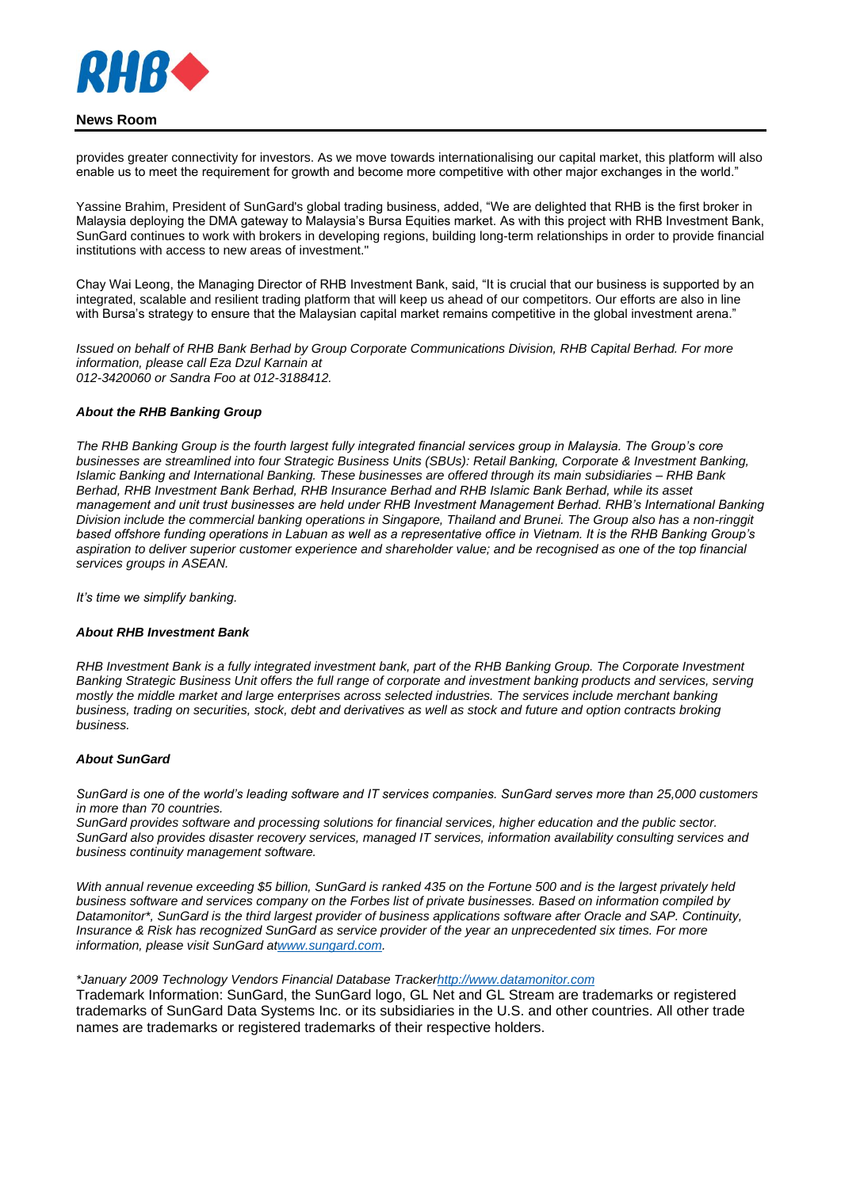provides greater connectivity for investors. As we move towards internationalising our capital market, this platform will also enable us to meet the requirement for growth and become more competitive with other major exchanges in the world."

Yassine Brahim, President of SunGard's global trading business, added, "We are delighted that RHB is the first broker in Malaysia deploying the DMA gateway to Malaysia's Bursa Equities market. As with this project with RHB Investment Bank, SunGard continues to work with brokers in developing regions, building long-term relationships in order to provide financial institutions with access to new areas of investment."

Chay Wai Leong, the Managing Director of RHB Investment Bank, said, "It is crucial that our business is supported by an integrated, scalable and resilient trading platform that will keep us ahead of our competitors. Our efforts are also in line with Bursa's strategy to ensure that the Malaysian capital market remains competitive in the global investment arena."

*Issued on behalf of RHB Bank Berhad by Group Corporate Communications Division, RHB Capital Berhad. For more information, please call Eza Dzul Karnain at 012-3420060 or Sandra Foo at 012-3188412.*

***About the RHB Banking Group***

*The RHB Banking Group is the fourth largest fully integrated financial services group in Malaysia. The Group's core businesses are streamlined into four Strategic Business Units (SBUs): Retail Banking, Corporate & Investment Banking, Islamic Banking and International Banking. These businesses are offered through its main subsidiaries – RHB Bank Berhad, RHB Investment Bank Berhad, RHB Insurance Berhad and RHB Islamic Bank Berhad, while its asset management and unit trust businesses are held under RHB Investment Management Berhad. RHB's International Banking Division include the commercial banking operations in Singapore, Thailand and Brunei. The Group also has a non-ringgit based offshore funding operations in Labuan as well as a representative office in Vietnam. It is the RHB Banking Group's aspiration to deliver superior customer experience and shareholder value; and be recognised as one of the top financial services groups in ASEAN.*

*It's time we simplify banking.*

***About RHB Investment Bank***

*RHB Investment Bank is a fully integrated investment bank, part of the RHB Banking Group. The Corporate Investment Banking Strategic Business Unit offers the full range of corporate and investment banking products and services, serving mostly the middle market and large enterprises across selected industries. The services include merchant banking business, trading on securities, stock, debt and derivatives as well as stock and future and option contracts broking business.*

***About SunGard***

*SunGard is one of the world's leading software and IT services companies. SunGard serves more than 25,000 customers in more than 70 countries.*
*SunGard provides software and processing solutions for financial services, higher education and the public sector. SunGard also provides disaster recovery services, managed IT services, information availability consulting services and business continuity management software.*

*With annual revenue exceeding $5 billion, SunGard is ranked 435 on the Fortune 500 and is the largest privately held business software and services company on the Forbes list of private businesses. Based on information compiled by Datamonitor\*, SunGard is the third largest provider of business applications software after Oracle and SAP. Continuity, Insurance & Risk has recognized SunGard as service provider of the year an unprecedented six times. For more information, please visit SunGard at[www.sungard.com](http://www.sungard.com).*

*\*January 2009 Technology Vendors Financial Database Tracker[http://www.datamonitor.com](http://www.datamonitor.com)*

Trademark Information: SunGard, the SunGard logo, GL Net and GL Stream are trademarks or registered trademarks of SunGard Data Systems Inc. or its subsidiaries in the U.S. and other countries. All other trade names are trademarks or registered trademarks of their respective holders.